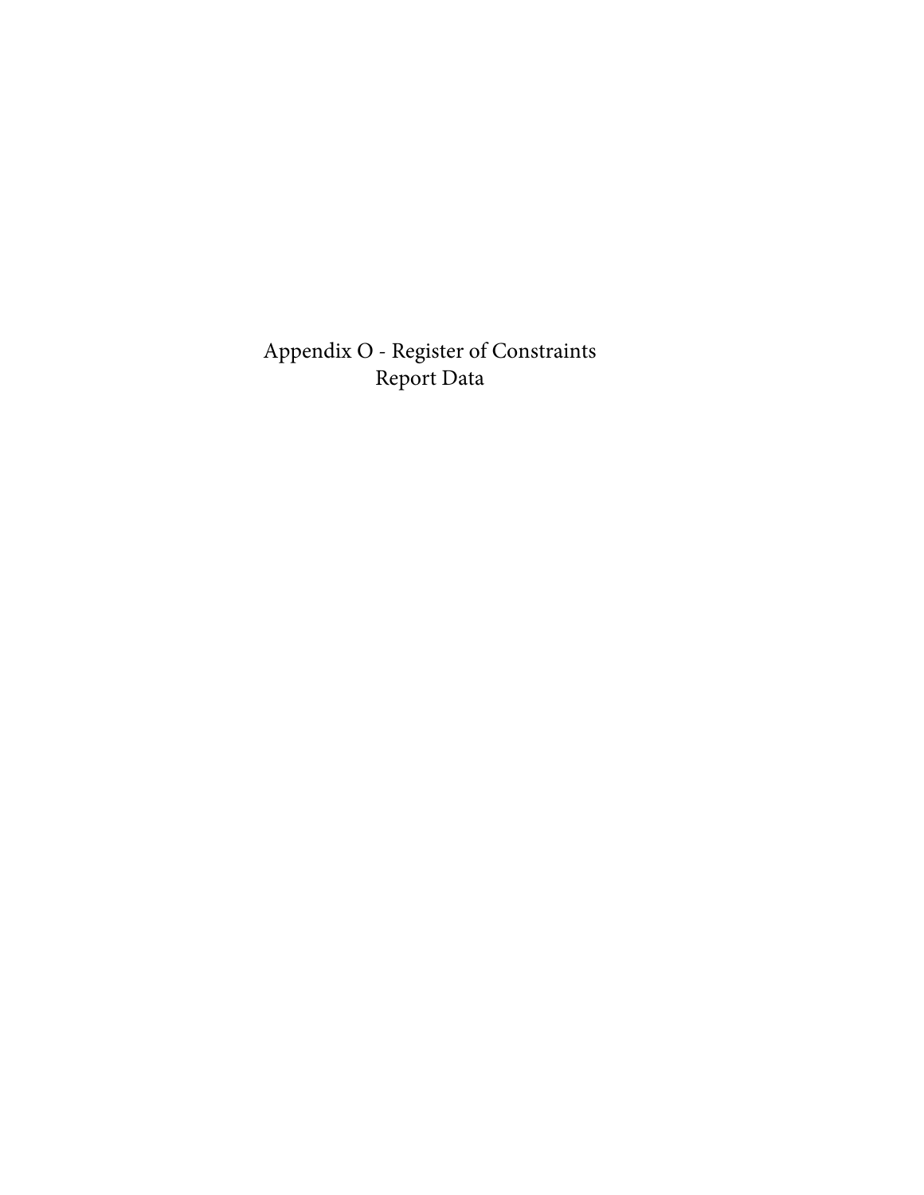# Appendix O - Register of Constraints Report Data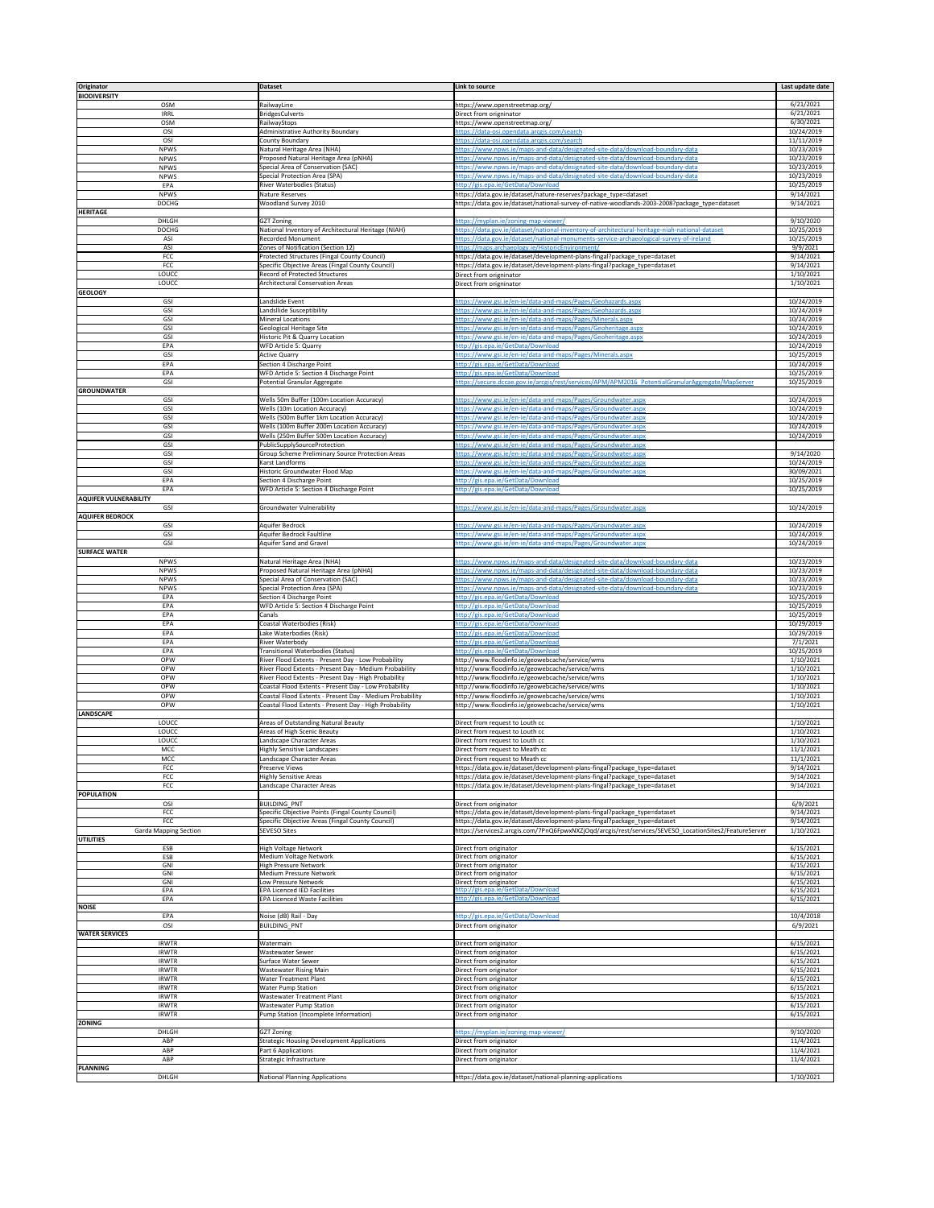| Originator | Dataset | Link to source | Last update date |
|---|---|---|---|
| **BIODIVERSITY** | | | |
| OSM | RailwayLine | https://www.openstreetmap.org/ | 6/21/2021 |
| IRRL | BridgesCulverts | Direct from origninator | 6/21/2021 |
| OSM | RailwayStops | https://www.openstreetmap.org/ | 6/30/2021 |
| OSI | Administrative Authority Boundary | https://data-osi.opendata.arcgis.com/search | 10/24/2019 |
| OSI | County Boundary | https://data-osi.opendata.arcgis.com/search | 11/11/2019 |
| NPWS | Natural Heritage Area (NHA) | https://www.npws.ie/maps-and-data/designated-site-data/download-boundary-data | 10/23/2019 |
| NPWS | Proposed Natural Heritage Area (pNHA) | https://www.npws.ie/maps-and-data/designated-site-data/download-boundary-data | 10/23/2019 |
| NPWS | Special Area of Conservation (SAC) | https://www.npws.ie/maps-and-data/designated-site-data/download-boundary-data | 10/23/2019 |
| NPWS | Special Protection Area (SPA) | https://www.npws.ie/maps-and-data/designated-site-data/download-boundary-data | 10/23/2019 |
| EPA | River Waterbodies (Status) | http://gis.epa.ie/GetData/Download | 10/25/2019 |
| NPWS | Nature Reserves | https://data.gov.ie/dataset/nature-reserves?package_type=dataset | 9/14/2021 |
| DOCHG | Woodland Survey 2010 | https://data.gov.ie/dataset/national-survey-of-native-woodlands-2003-2008?package_type=dataset | 9/14/2021 |
| **HERITAGE** | | | |
| DHLGH | GZT Zoning | https://myplan.ie/zoning-map-viewer/ | 9/10/2020 |
| DOCHG | National Inventory of Architectural Heritage (NIAH) | https://data.gov.ie/dataset/national-inventory-of-architectural-heritage-niah-national-dataset | 10/25/2019 |
| ASI | Recorded Monument | https://data.gov.ie/dataset/national-monuments-service-archaeological-survey-of-ireland | 10/25/2019 |
| ASI | Zones of Notification (Section 12) | https://maps.archaeology.ie/HistoricEnvironment/ | 9/9/2021 |
| FCC | Protected Structures (Fingal County Council) | https://data.gov.ie/dataset/development-plans-fingal?package_type=dataset | 9/14/2021 |
| FCC | Specific Objective Areas (Fingal County Council) | https://data.gov.ie/dataset/development-plans-fingal?package_type=dataset | 9/14/2021 |
| LOUCC | Record of Protected Structures | Direct from origninator | 1/10/2021 |
| LOUCC | Architectural Conservation Areas | Direct from originator | 1/10/2021 |
| **GEOLOGY** | | | |
| GSI | Landslide Event | https://www.gsi.ie/en-ie/data-and-maps/Pages/Geohazards.aspx | 10/24/2019 |
| GSI | Landslide Susceptibility | https://www.gsi.ie/en-ie/data-and-maps/Pages/Geohazards.aspx | 10/24/2019 |
| GSI | Mineral Locations | https://www.gsi.ie/en-ie/data-and-maps/Pages/Minerals.aspx | 10/24/2019 |
| GSI | Geological Heritage Site | https://www.gsi.ie/en-ie/data-and-maps/Pages/Geoheritage.aspx | 10/24/2019 |
| GSI | Historic Pit & Quarry Location | https://www.gsi.ie/en-ie/data-and-maps/Pages/Geoheritage.aspx | 10/24/2019 |
| EPA | WFD Article 5: Quarry | http://gis.epa.ie/GetData/Download | 10/24/2019 |
| GSI | Active Quarry | https://www.gsi.ie/en-ie/data-and-maps/Pages/Minerals.aspx | 10/25/2019 |
| EPA | Section 4 Discharge Point | http://gis.epa.ie/GetData/Download | 10/24/2019 |
| EPA | WFD Article 5: Section 4 Discharge Point | http://gis.epa.ie/GetData/Download | 10/25/2019 |
| GSI | Potential Granular Aggregate | https://secure.dccae.gov.ie/arcgis/rest/services/APM/APM2016_PotentialGranularAggregate/MapServer | 10/25/2019 |
| **GROUNDWATER** | | | |
| GSI | Wells 50m Buffer (100m Location Accuracy) | https://www.gsi.ie/en-ie/data-and-maps/Pages/Groundwater.aspx | 10/24/2019 |
| GSI | Wells (10m Location Accuracy) | https://www.gsi.ie/en-ie/data-and-maps/Pages/Groundwater.aspx | 10/24/2019 |
| GSI | Wells (500m Buffer 1km Location Accuracy) | https://www.gsi.ie/en-ie/data-and-maps/Pages/Groundwater.aspx | 10/24/2019 |
| GSI | Wells (100m Buffer 200m Location Accuracy) | https://www.gsi.ie/en-ie/data-and-maps/Pages/Groundwater.aspx | 10/24/2019 |
| GSI | Wells (250m Buffer 500m Location Accuracy) | https://www.gsi.ie/en-ie/data-and-maps/Pages/Groundwater.aspx | 10/24/2019 |
| GSI | PublicSupplySourceProtection | https://www.gsi.ie/en-ie/data-and-maps/Pages/Groundwater.aspx | |
| GSI | Group Scheme Preliminary Source Protection Areas | https://www.gsi.ie/en-ie/data-and-maps/Pages/Groundwater.aspx | 9/14/2020 |
| GSI | Karst Landforms | https://www.gsi.ie/en-ie/data-and-maps/Pages/Groundwater.aspx | 10/24/2019 |
| GSI | Historic Groundwater Flood Map | https://www.gsi.ie/en-ie/data-and-maps/Pages/Groundwater.aspx | 30/09/2021 |
| EPA | Section 4 Discharge Point | http://gis.epa.ie/GetData/Download | 10/25/2019 |
| EPA | WFD Article 5: Section 4 Discharge Point | http://gis.epa.ie/GetData/Download | 10/25/2019 |
| **AQUIFER VULNERABILITY** | | | |
| GSI | Groundwater Vulnerability | https://www.gsi.ie/en-ie/data-and-maps/Pages/Groundwater.aspx | 10/24/2019 |
| **AQUIFER BEDROCK** | | | |
| GSI | Aquifer Bedrock | https://www.gsi.ie/en-ie/data-and-maps/Pages/Groundwater.aspx | 10/24/2019 |
| GSI | Aquifer Bedrock Faultline | https://www.gsi.ie/en-ie/data-and-maps/Pages/Groundwater.aspx | 10/24/2019 |
| GSI | Aquifer Sand and Gravel | https://www.gsi.ie/en-ie/data-and-maps/Pages/Groundwater.aspx | 10/24/2019 |
| **SURFACE WATER** | | | |
| NPWS | Natural Heritage Area (NHA) | https://www.npws.ie/maps-and-data/designated-site-data/download-boundary-data | 10/23/2019 |
| NPWS | Proposed Natural Heritage Area (pNHA) | https://www.npws.ie/maps-and-data/designated-site-data/download-boundary-data | 10/23/2019 |
| NPWS | Special Area of Conservation (SAC) | https://www.npws.ie/maps-and-data/designated-site-data/download-boundary-data | 10/23/2019 |
| NPWS | Special Protection Area (SPA) | https://www.npws.ie/maps-and-data/designated-site-data/download-boundary-data | 10/23/2019 |
| EPA | Section 4 Discharge Point | http://gis.epa.ie/GetData/Download | 10/25/2019 |
| EPA | WFD Article 5: Section 4 Discharge Point | http://gis.epa.ie/GetData/Download | 10/25/2019 |
| EPA | Canals | http://gis.epa.ie/GetData/Download | 10/25/2019 |
| EPA | Coastal Waterbodies (Risk) | http://gis.epa.ie/GetData/Download | 10/29/2019 |
| EPA | Lake Waterbodies (Risk) | http://gis.epa.ie/GetData/Download | 10/29/2019 |
| EPA | River Waterbody | http://gis.epa.ie/GetData/Download | 7/1/2021 |
| EPA | Transitional Waterbodies (Status) | http://gis.epa.ie/GetData/Download | 10/25/2019 |
| OPW | River Flood Extents - Present Day - Low Probability | http://www.floodinfo.ie/geowebcache/service/wms | 1/10/2021 |
| OPW | River Flood Extents - Present Day - Medium Probability | http://www.floodinfo.ie/geowebcache/service/wms | 1/10/2021 |
| OPW | River Flood Extents - Present Day - High Probability | http://www.floodinfo.ie/geowebcache/service/wms | 1/10/2021 |
| OPW | Coastal Flood Extents - Present Day - Low Probability | http://www.floodinfo.ie/geowebcache/service/wms | 1/10/2021 |
| OPW | Coastal Flood Extents - Present Day - Medium Probability | http://www.floodinfo.ie/geowebcache/service/wms | 1/10/2021 |
| OPW | Coastal Flood Extents - Present Day - High Probability | http://www.floodinfo.ie/geowebcache/service/wms | 1/10/2021 |
| **LANDSCAPE** | | | |
| LOUCC | Areas of Outstanding Natural Beauty | Direct from request to Louth cc | 1/10/2021 |
| LOUCC | Areas of High Scenic Beauty | Direct from request to Louth cc | 1/10/2021 |
| LOUCC | Landscape Character Areas | Direct from request to Louth cc | 1/10/2021 |
| MCC | Highly Sensitive Landscapes | Direct from request to Meath cc | 11/1/2021 |
| MCC | Landscape Character Areas | Direct from request to Meath cc | 11/1/2021 |
| FCC | Preserve Views | https://data.gov.ie/dataset/development-plans-fingal?package_type=dataset | 9/14/2021 |
| FCC | Highly Sensitive Areas | https://data.gov.ie/dataset/development-plans-fingal?package_type=dataset | 9/14/2021 |
| FCC | Landscape Character Areas | https://data.gov.ie/dataset/development-plans-fingal?package_type=dataset | 9/14/2021 |
| **POPULATION** | | | |
| OSI | BUILDING_PNT | Direct from originator | 6/9/2021 |
| FCC | Specific Objective Points (Fingal County Council) | https://data.gov.ie/dataset/development-plans-fingal?package_type=dataset | 9/14/2021 |
| FCC | Specific Objective Areas (Fingal County Council) | https://data.gov.ie/dataset/development-plans-fingal?package_type=dataset | 9/14/2021 |
| Garda Mapping Section | SEVESO Sites | https://services2.arcgis.com/7PnQ6FpwxNXZjOqd/arcgis/rest/services/SEVESO_LocationSites2/FeatureServer | 1/10/2021 |
| **UTILITIES** | | | |
| ESB | High Voltage Network | Direct from originator | 6/15/2021 |
| ESB | Medium Voltage Network | Direct from originator | 6/15/2021 |
| GNI | High Pressure Network | Direct from originator | 6/15/2021 |
| GNI | Medium Pressure Network | Direct from originator | 6/15/2021 |
| GNI | Low Pressure Network | Direct from originator | 6/15/2021 |
| EPA | EPA Licenced IED Facilities | http://gis.epa.ie/GetData/Download | 6/15/2021 |
| EPA | EPA Licenced Waste Facilities | http://gis.epa.ie/GetData/Download | 6/15/2021 |
| **NOISE** | | | |
| EPA | Noise (dB) Rail - Day | http://gis.epa.ie/GetData/Download | 10/4/2018 |
| OSI | BUILDING_PNT | Direct from originator | 6/9/2021 |
| **WATER SERVICES** | | | |
| IRWTR | Watermain | Direct from originator | 6/15/2021 |
| IRWTR | Wastewater Sewer | Direct from originator | 6/15/2021 |
| IRWTR | Surface Water Sewer | Direct from originator | 6/15/2021 |
| IRWTR | Wastewater Rising Main | Direct from originator | 6/15/2021 |
| IRWTR | Water Treatment Plant | Direct from originator | 6/15/2021 |
| IRWTR | Water Pump Station | Direct from originator | 6/15/2021 |
| IRWTR | Wastewater Treatment Plant | Direct from originator | 6/15/2021 |
| IRWTR | Wastewater Pump Station | Direct from originator | 6/15/2021 |
| IRWTR | Pump Station (Incomplete Information) | Direct from originator | 6/15/2021 |
| **ZONING** | | | |
| DHLGH | GZT Zoning | https://myplan.ie/zoning-map-viewer/ | 9/10/2020 |
| ABP | Strategic Housing Development Applications | Direct from originator | 11/4/2021 |
| ABP | Part 6 Applications | Direct from originator | 11/4/2021 |
| ABP | Strategic Infrastructure | Direct from originator | 11/4/2021 |
| **PLANNING** | | | |
| DHLGH | National Planning Applications | https://data.gov.ie/dataset/national-planning-applications | 1/10/2021 |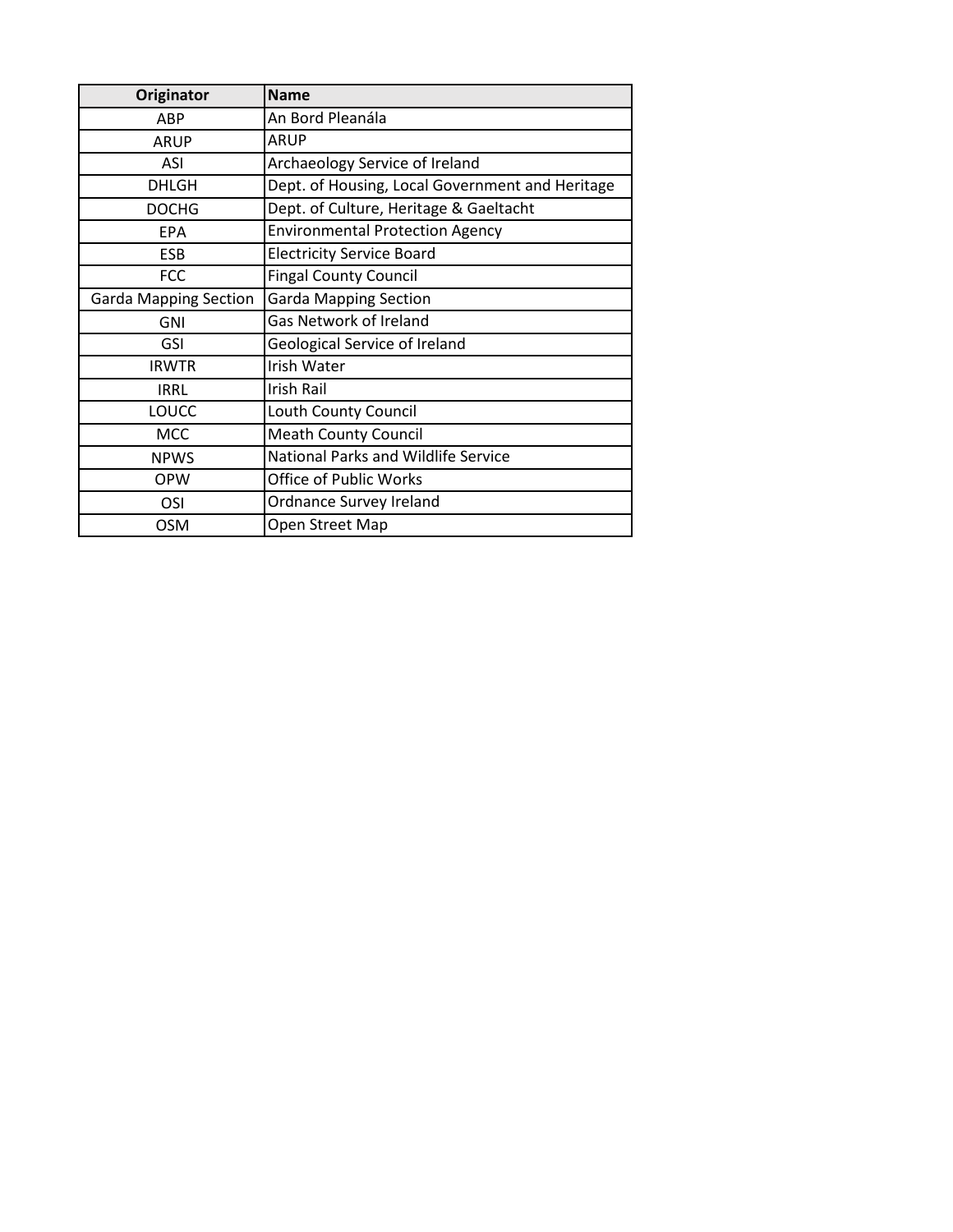| Originator | Name |
| --- | --- |
| ABP | An Bord Pleanála |
| ARUP | ARUP |
| ASI | Archaeology Service of Ireland |
| DHLGH | Dept. of Housing, Local Government and Heritage |
| DOCHG | Dept. of Culture, Heritage & Gaeltacht |
| EPA | Environmental Protection Agency |
| ESB | Electricity Service Board |
| FCC | Fingal County Council |
| Garda Mapping Section | Garda Mapping Section |
| GNI | Gas Network of Ireland |
| GSI | Geological Service of Ireland |
| IRWTR | Irish Water |
| IRRL | Irish Rail |
| LOUCC | Louth County Council |
| MCC | Meath County Council |
| NPWS | National Parks and Wildlife Service |
| OPW | Office of Public Works |
| OSI | Ordnance Survey Ireland |
| OSM | Open Street Map |